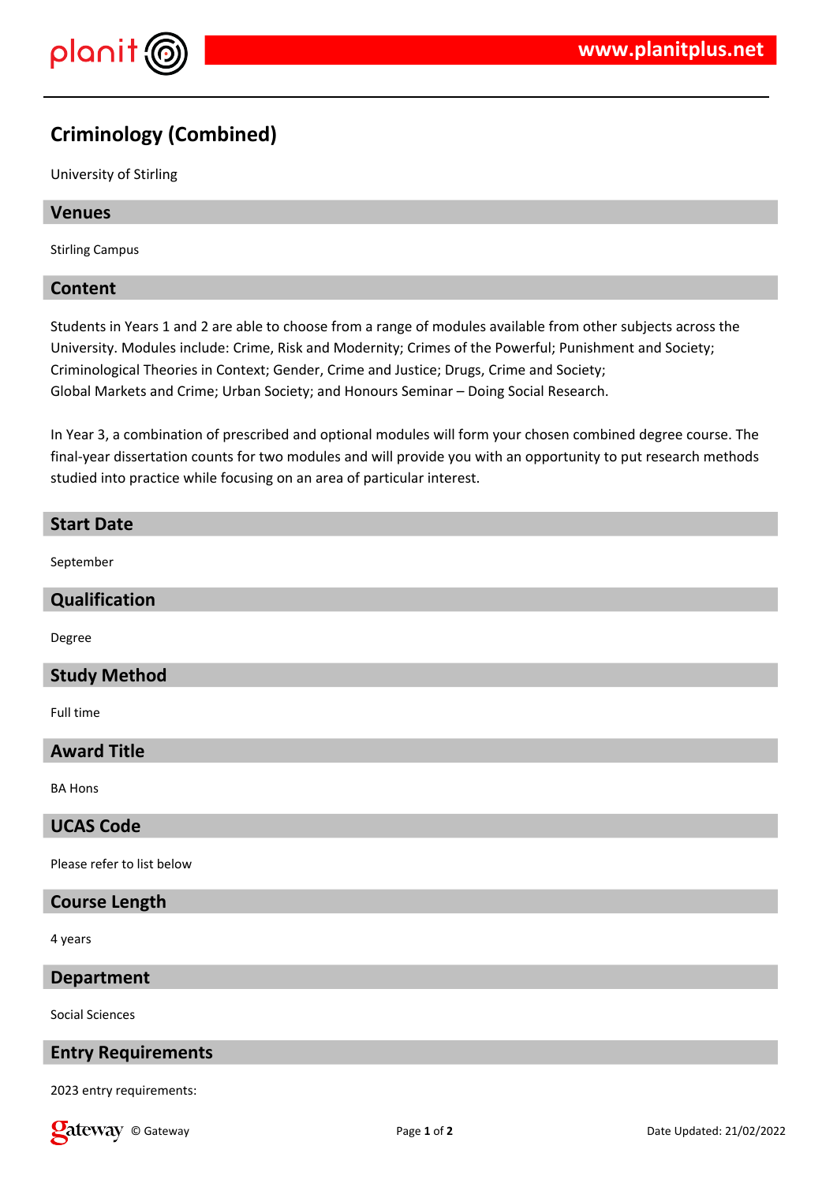# Criminology (Combined)

University of Stirling

## Venues

Stirling Campus

## Content

Students in Years 1 and 2 are able to choose from a range of modules available from other subjects across the University. Modules include: Crime, Risk and Modernity; Crimes of the Powerful; Punishment and Society; Criminological Theories in Context; Gender, Crime and Justice; Drugs, Crime and Society; Global Markets and Crime; Urban Society; and Honours Seminar – Doing Social Research.

In Year 3, a combination of prescribed and optional modules will form your chosen combined degree course. The final-year dissertation counts for two modules and will provide you with an opportunity to put research methods studied into practice while focusing on an area of particular interest.

## Start Date

September

## Qualification

Degree

## Study Method

Full time

## Award Title

BA Hons

## UCAS Code

Please refer to list below

## Course Length

4 years

## Department

Social Sciences

## Entry Requirements

2023 entry requirements: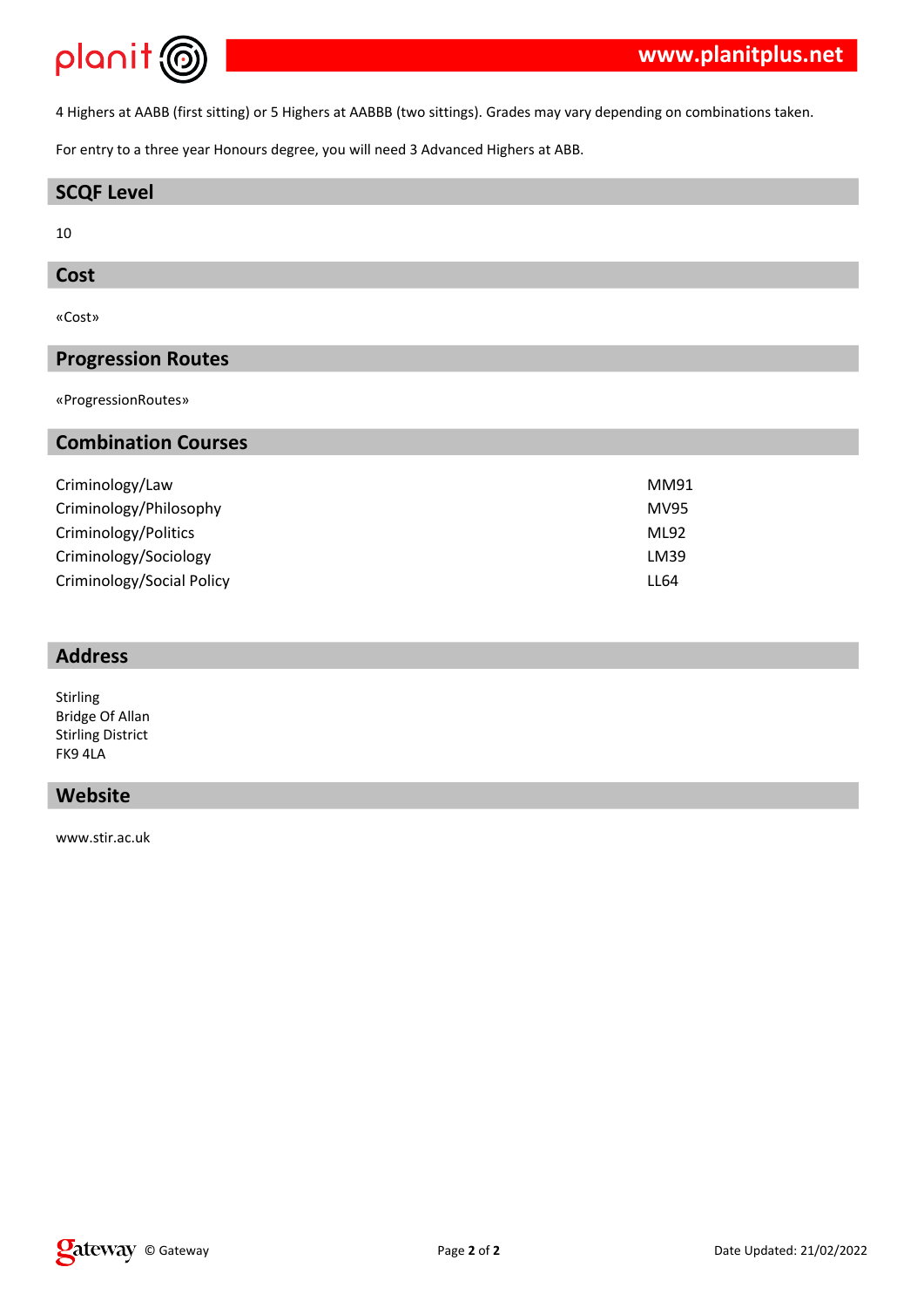4 Highers at AABB (first sitting) or 5 Highers at AABBB (two sittings). Grades may vary depending on combinations taken.

For entry to a three year Honours degree, you will need 3 Advanced Highers at ABB.

## SCQF Level

10

## Cost

«Cost»

## Progression Routes

«ProgressionRoutes»

## Combination Courses

| | |
|---|---|
| Criminology/Law | MM91 |
| Criminology/Philosophy | MV95 |
| Criminology/Politics | ML92 |
| Criminology/Sociology | LM39 |
| Criminology/Social Policy | LL64 |

## Address

Stirling
Bridge Of Allan
Stirling District
FK9 4LA

## Website

www.stir.ac.uk